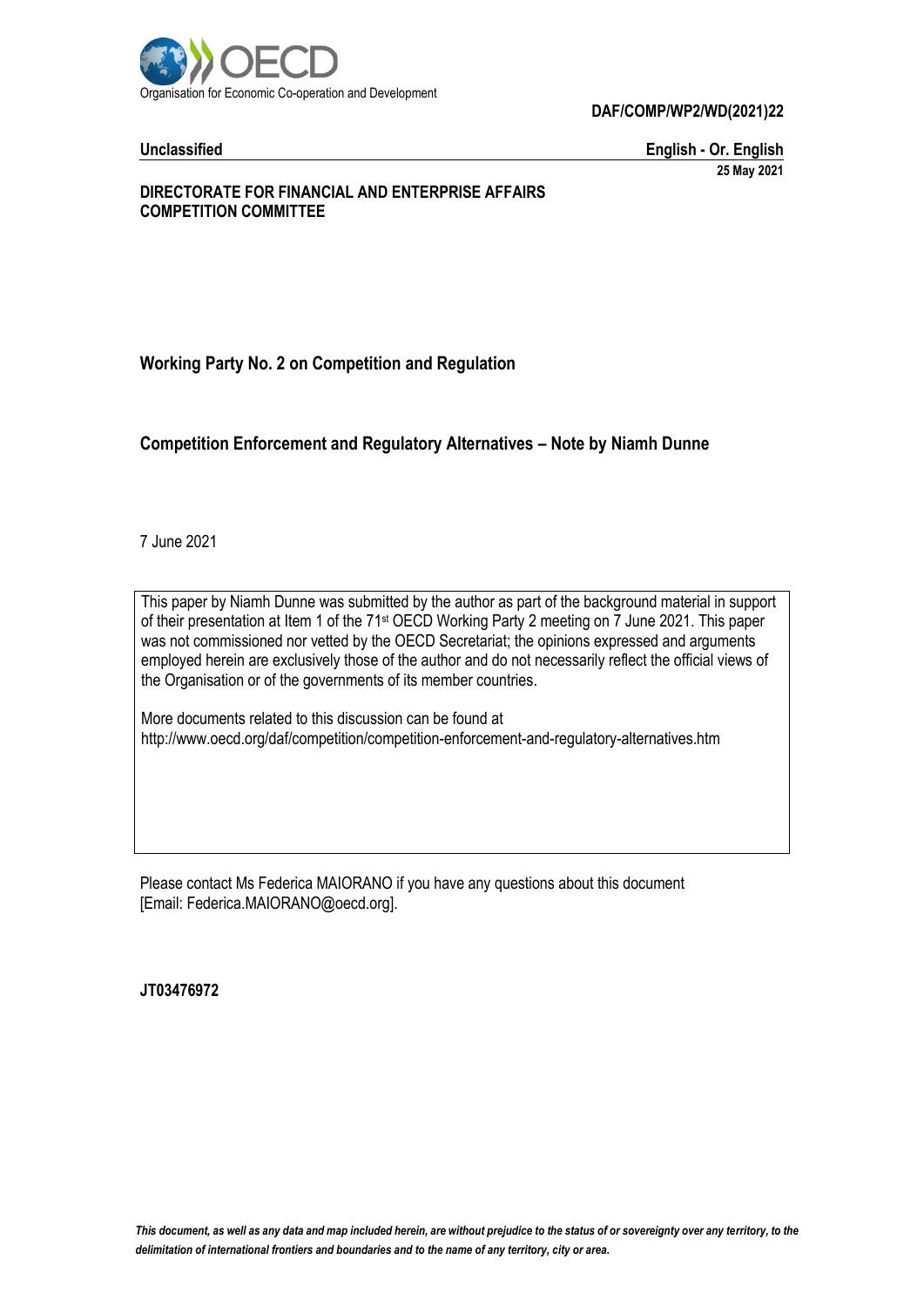Organisation for Economic Co-operation and Development

**DAF/COMP/WP2/WD(2021)22**

**Unclassified** **English - Or. English**

**25 May 2021**

**DIRECTORATE FOR FINANCIAL AND ENTERPRISE AFFAIRS**
**COMPETITION COMMITTEE**

**Working Party No. 2 on Competition and Regulation**

## Competition Enforcement and Regulatory Alternatives – Note by Niamh Dunne

7 June 2021

This paper by Niamh Dunne was submitted by the author as part of the background material in support of their presentation at Item 1 of the 71st OECD Working Party 2 meeting on 7 June 2021. This paper was not commissioned nor vetted by the OECD Secretariat; the opinions expressed and arguments employed herein are exclusively those of the author and do not necessarily reflect the official views of the Organisation or of the governments of its member countries.

More documents related to this discussion can be found at
http://www.oecd.org/daf/competition/competition-enforcement-and-regulatory-alternatives.htm

Please contact Ms Federica MAIORANO if you have any questions about this document [Email: Federica.MAIORANO@oecd.org].

**JT03476972**

*This document, as well as any data and map included herein, are without prejudice to the status of or sovereignty over any territory, to the delimitation of international frontiers and boundaries and to the name of any territory, city or area.*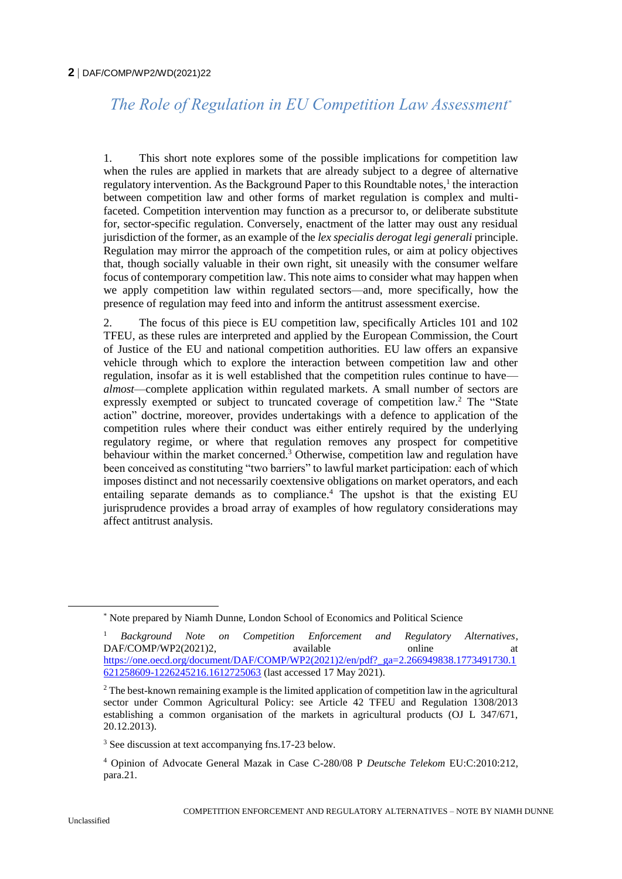# *The Role of Regulation in EU Competition Law Assessment*[*]

1. This short note explores some of the possible implications for competition law when the rules are applied in markets that are already subject to a degree of alternative regulatory intervention. As the Background Paper to this Roundtable notes,[1] the interaction between competition law and other forms of market regulation is complex and multi-faceted. Competition intervention may function as a precursor to, or deliberate substitute for, sector-specific regulation. Conversely, enactment of the latter may oust any residual jurisdiction of the former, as an example of the *lex specialis derogat legi generali* principle. Regulation may mirror the approach of the competition rules, or aim at policy objectives that, though socially valuable in their own right, sit uneasily with the consumer welfare focus of contemporary competition law. This note aims to consider what may happen when we apply competition law within regulated sectors—and, more specifically, how the presence of regulation may feed into and inform the antitrust assessment exercise.

2. The focus of this piece is EU competition law, specifically Articles 101 and 102 TFEU, as these rules are interpreted and applied by the European Commission, the Court of Justice of the EU and national competition authorities. EU law offers an expansive vehicle through which to explore the interaction between competition law and other regulation, insofar as it is well established that the competition rules continue to have—*almost*—complete application within regulated markets. A small number of sectors are expressly exempted or subject to truncated coverage of competition law.[2] The "State action" doctrine, moreover, provides undertakings with a defence to application of the competition rules where their conduct was either entirely required by the underlying regulatory regime, or where that regulation removes any prospect for competitive behaviour within the market concerned.[3] Otherwise, competition law and regulation have been conceived as constituting "two barriers" to lawful market participation: each of which imposes distinct and not necessarily coextensive obligations on market operators, and each entailing separate demands as to compliance.[4] The upshot is that the existing EU jurisprudence provides a broad array of examples of how regulatory considerations may affect antitrust analysis.

---

[*] Note prepared by Niamh Dunne, London School of Economics and Political Science

[1] *Background Note on Competition Enforcement and Regulatory Alternatives*, DAF/COMP/WP2(2021)2, available online at https://one.oecd.org/document/DAF/COMP/WP2(2021)2/en/pdf?_ga=2.266949838.1773491730.1621258609-1226245216.1612725063 (last accessed 17 May 2021).

[2] The best-known remaining example is the limited application of competition law in the agricultural sector under Common Agricultural Policy: see Article 42 TFEU and Regulation 1308/2013 establishing a common organisation of the markets in agricultural products (OJ L 347/671, 20.12.2013).

[3] See discussion at text accompanying fns.17-23 below.

[4] Opinion of Advocate General Mazak in Case C-280/08 P *Deutsche Telekom* EU:C:2010:212, para.21.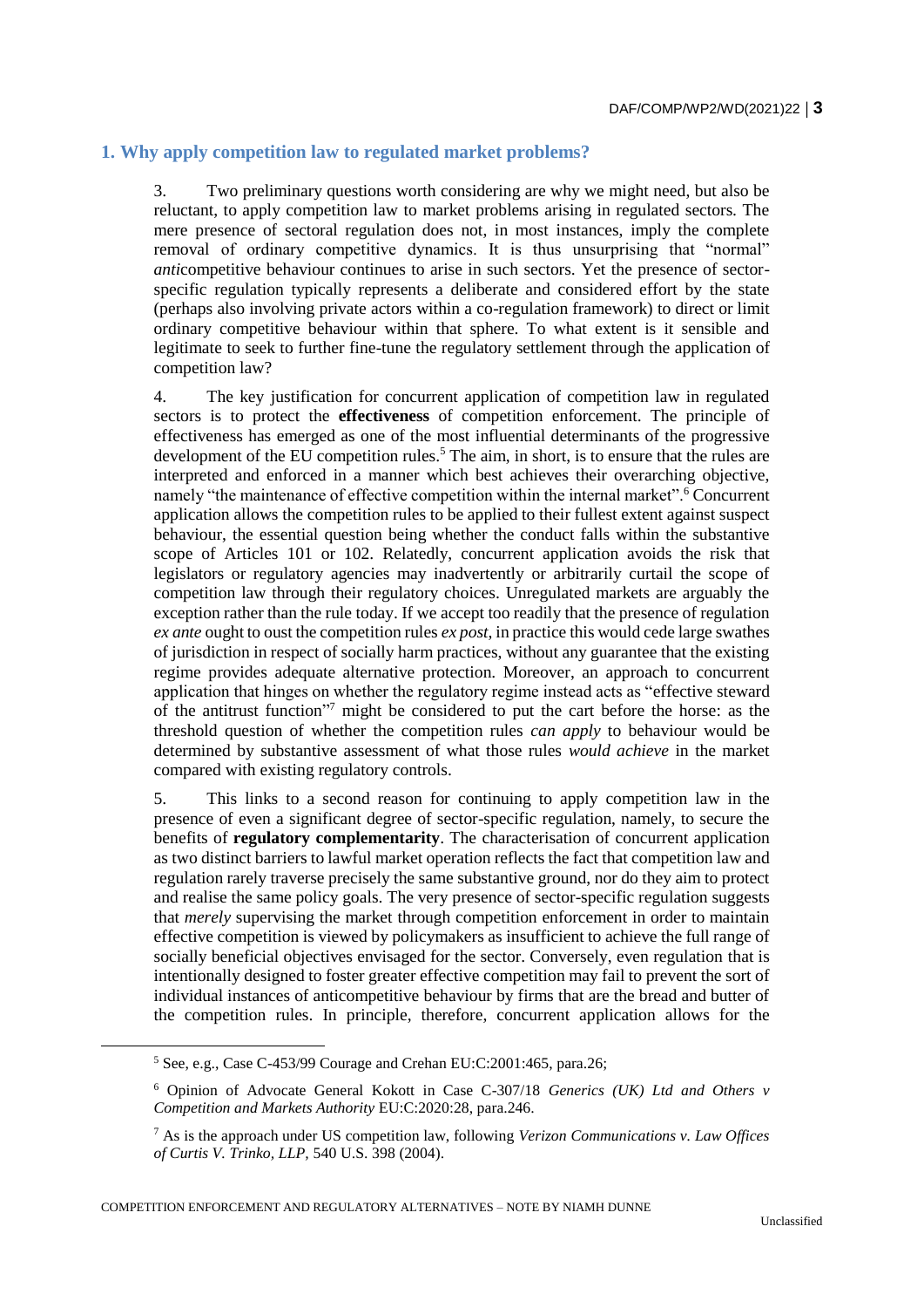## 1. Why apply competition law to regulated market problems?

3. Two preliminary questions worth considering are why we might need, but also be reluctant, to apply competition law to market problems arising in regulated sectors. The mere presence of sectoral regulation does not, in most instances, imply the complete removal of ordinary competitive dynamics. It is thus unsurprising that "normal" *anti*competitive behaviour continues to arise in such sectors. Yet the presence of sector-specific regulation typically represents a deliberate and considered effort by the state (perhaps also involving private actors within a co-regulation framework) to direct or limit ordinary competitive behaviour within that sphere. To what extent is it sensible and legitimate to seek to further fine-tune the regulatory settlement through the application of competition law?

4. The key justification for concurrent application of competition law in regulated sectors is to protect the **effectiveness** of competition enforcement. The principle of effectiveness has emerged as one of the most influential determinants of the progressive development of the EU competition rules.[5] The aim, in short, is to ensure that the rules are interpreted and enforced in a manner which best achieves their overarching objective, namely "the maintenance of effective competition within the internal market".[6] Concurrent application allows the competition rules to be applied to their fullest extent against suspect behaviour, the essential question being whether the conduct falls within the substantive scope of Articles 101 or 102. Relatedly, concurrent application avoids the risk that legislators or regulatory agencies may inadvertently or arbitrarily curtail the scope of competition law through their regulatory choices. Unregulated markets are arguably the exception rather than the rule today. If we accept too readily that the presence of regulation *ex ante* ought to oust the competition rules *ex post*, in practice this would cede large swathes of jurisdiction in respect of socially harm practices, without any guarantee that the existing regime provides adequate alternative protection. Moreover, an approach to concurrent application that hinges on whether the regulatory regime instead acts as "effective steward of the antitrust function"[7] might be considered to put the cart before the horse: as the threshold question of whether the competition rules *can apply* to behaviour would be determined by substantive assessment of what those rules *would achieve* in the market compared with existing regulatory controls.

5. This links to a second reason for continuing to apply competition law in the presence of even a significant degree of sector-specific regulation, namely, to secure the benefits of **regulatory complementarity**. The characterisation of concurrent application as two distinct barriers to lawful market operation reflects the fact that competition law and regulation rarely traverse precisely the same substantive ground, nor do they aim to protect and realise the same policy goals. The very presence of sector-specific regulation suggests that *merely* supervising the market through competition enforcement in order to maintain effective competition is viewed by policymakers as insufficient to achieve the full range of socially beneficial objectives envisaged for the sector. Conversely, even regulation that is intentionally designed to foster greater effective competition may fail to prevent the sort of individual instances of anticompetitive behaviour by firms that are the bread and butter of the competition rules. In principle, therefore, concurrent application allows for the

---

[5] See, e.g., Case C-453/99 Courage and Crehan EU:C:2001:465, para.26;

[6] Opinion of Advocate General Kokott in Case C-307/18 *Generics (UK) Ltd and Others v Competition and Markets Authority* EU:C:2020:28, para.246.

[7] As is the approach under US competition law, following *Verizon Communications v. Law Offices of Curtis V. Trinko, LLP*, 540 U.S. 398 (2004).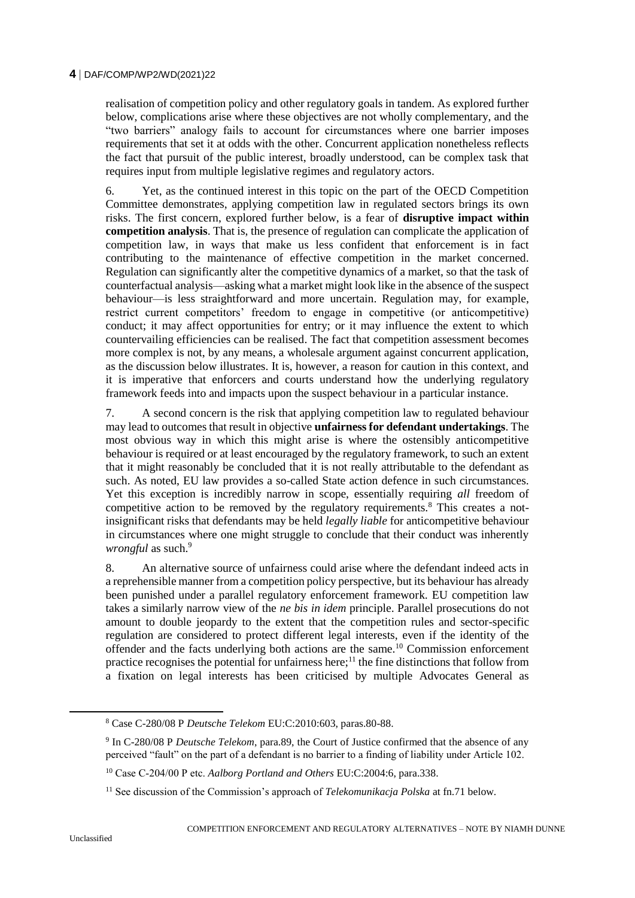realisation of competition policy and other regulatory goals in tandem. As explored further below, complications arise where these objectives are not wholly complementary, and the "two barriers" analogy fails to account for circumstances where one barrier imposes requirements that set it at odds with the other. Concurrent application nonetheless reflects the fact that pursuit of the public interest, broadly understood, can be complex task that requires input from multiple legislative regimes and regulatory actors.

6. Yet, as the continued interest in this topic on the part of the OECD Competition Committee demonstrates, applying competition law in regulated sectors brings its own risks. The first concern, explored further below, is a fear of **disruptive impact within competition analysis**. That is, the presence of regulation can complicate the application of competition law, in ways that make us less confident that enforcement is in fact contributing to the maintenance of effective competition in the market concerned. Regulation can significantly alter the competitive dynamics of a market, so that the task of counterfactual analysis—asking what a market might look like in the absence of the suspect behaviour—is less straightforward and more uncertain. Regulation may, for example, restrict current competitors' freedom to engage in competitive (or anticompetitive) conduct; it may affect opportunities for entry; or it may influence the extent to which countervailing efficiencies can be realised. The fact that competition assessment becomes more complex is not, by any means, a wholesale argument against concurrent application, as the discussion below illustrates. It is, however, a reason for caution in this context, and it is imperative that enforcers and courts understand how the underlying regulatory framework feeds into and impacts upon the suspect behaviour in a particular instance.

7. A second concern is the risk that applying competition law to regulated behaviour may lead to outcomes that result in objective **unfairness for defendant undertakings**. The most obvious way in which this might arise is where the ostensibly anticompetitive behaviour is required or at least encouraged by the regulatory framework, to such an extent that it might reasonably be concluded that it is not really attributable to the defendant as such. As noted, EU law provides a so-called State action defence in such circumstances. Yet this exception is incredibly narrow in scope, essentially requiring *all* freedom of competitive action to be removed by the regulatory requirements.[8] This creates a not-insignificant risks that defendants may be held *legally liable* for anticompetitive behaviour in circumstances where one might struggle to conclude that their conduct was inherently *wrongful* as such.[9]

8. An alternative source of unfairness could arise where the defendant indeed acts in a reprehensible manner from a competition policy perspective, but its behaviour has already been punished under a parallel regulatory enforcement framework. EU competition law takes a similarly narrow view of the *ne bis in idem* principle. Parallel prosecutions do not amount to double jeopardy to the extent that the competition rules and sector-specific regulation are considered to protect different legal interests, even if the identity of the offender and the facts underlying both actions are the same.[10] Commission enforcement practice recognises the potential for unfairness here;[11] the fine distinctions that follow from a fixation on legal interests has been criticised by multiple Advocates General as

[8] Case C-280/08 P *Deutsche Telekom* EU:C:2010:603, paras.80-88.

[9] In C-280/08 P *Deutsche Telekom*, para.89, the Court of Justice confirmed that the absence of any perceived "fault" on the part of a defendant is no barrier to a finding of liability under Article 102.

[10] Case C-204/00 P etc. *Aalborg Portland and Others* EU:C:2004:6, para.338.

[11] See discussion of the Commission's approach of *Telekomunikacja Polska* at fn.71 below.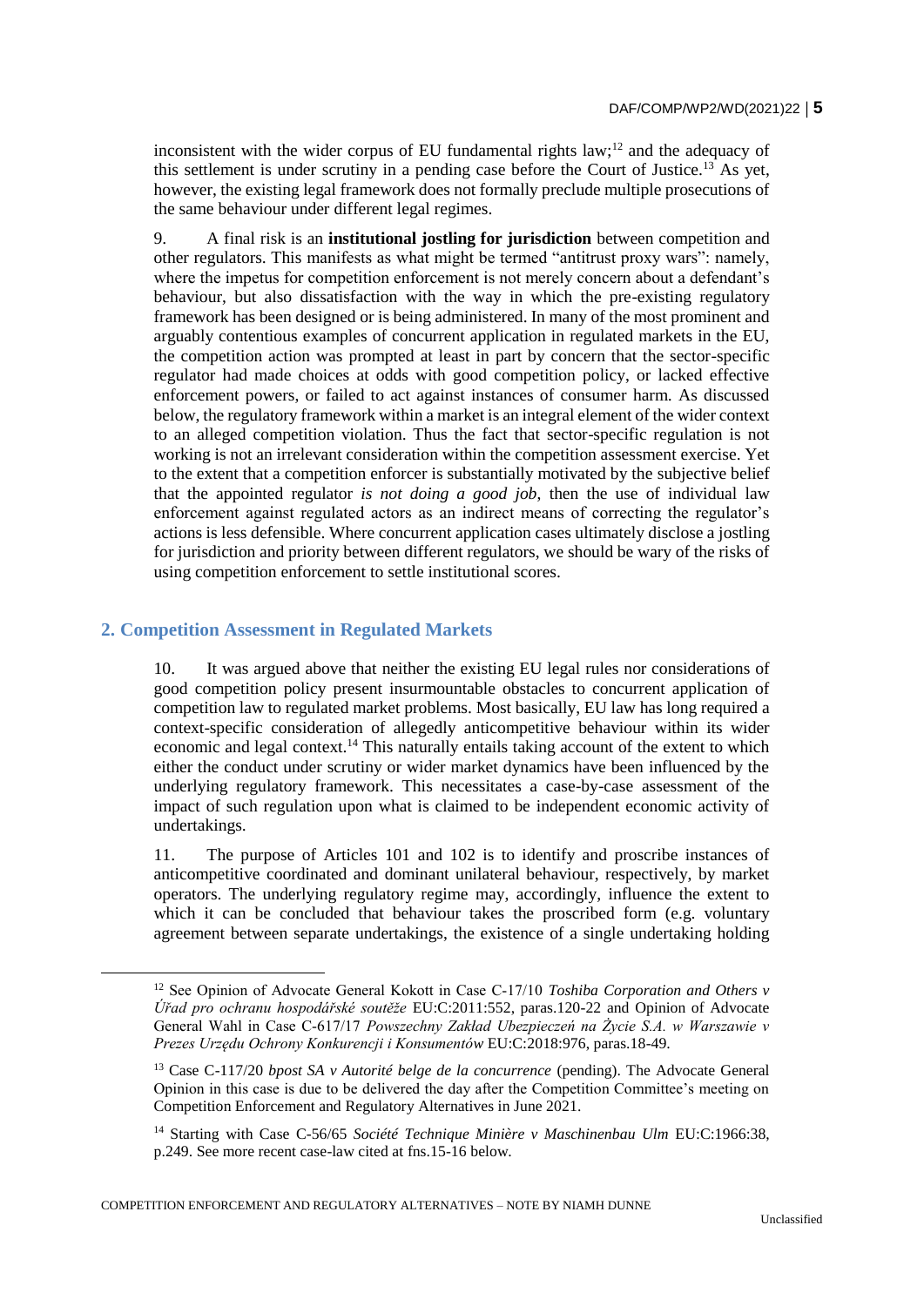inconsistent with the wider corpus of EU fundamental rights law;[12] and the adequacy of this settlement is under scrutiny in a pending case before the Court of Justice.[13] As yet, however, the existing legal framework does not formally preclude multiple prosecutions of the same behaviour under different legal regimes.

9. A final risk is an **institutional jostling for jurisdiction** between competition and other regulators. This manifests as what might be termed "antitrust proxy wars": namely, where the impetus for competition enforcement is not merely concern about a defendant's behaviour, but also dissatisfaction with the way in which the pre-existing regulatory framework has been designed or is being administered. In many of the most prominent and arguably contentious examples of concurrent application in regulated markets in the EU, the competition action was prompted at least in part by concern that the sector-specific regulator had made choices at odds with good competition policy, or lacked effective enforcement powers, or failed to act against instances of consumer harm. As discussed below, the regulatory framework within a market is an integral element of the wider context to an alleged competition violation. Thus the fact that sector-specific regulation is not working is not an irrelevant consideration within the competition assessment exercise. Yet to the extent that a competition enforcer is substantially motivated by the subjective belief that the appointed regulator *is not doing a good job*, then the use of individual law enforcement against regulated actors as an indirect means of correcting the regulator's actions is less defensible. Where concurrent application cases ultimately disclose a jostling for jurisdiction and priority between different regulators, we should be wary of the risks of using competition enforcement to settle institutional scores.

## 2. Competition Assessment in Regulated Markets

10. It was argued above that neither the existing EU legal rules nor considerations of good competition policy present insurmountable obstacles to concurrent application of competition law to regulated market problems. Most basically, EU law has long required a context-specific consideration of allegedly anticompetitive behaviour within its wider economic and legal context.[14] This naturally entails taking account of the extent to which either the conduct under scrutiny or wider market dynamics have been influenced by the underlying regulatory framework. This necessitates a case-by-case assessment of the impact of such regulation upon what is claimed to be independent economic activity of undertakings.

11. The purpose of Articles 101 and 102 is to identify and proscribe instances of anticompetitive coordinated and dominant unilateral behaviour, respectively, by market operators. The underlying regulatory regime may, accordingly, influence the extent to which it can be concluded that behaviour takes the proscribed form (e.g. voluntary agreement between separate undertakings, the existence of a single undertaking holding

---

[12] See Opinion of Advocate General Kokott in Case C-17/10 *Toshiba Corporation and Others v Úřad pro ochranu hospodářské soutěže* EU:C:2011:552, paras.120-22 and Opinion of Advocate General Wahl in Case C-617/17 *Powszechny Zakład Ubezpieczeń na Życie S.A. w Warszawie v Prezes Urzędu Ochrony Konkurencji i Konsumentów* EU:C:2018:976, paras.18-49.

[13] Case C-117/20 *bpost SA v Autorité belge de la concurrence* (pending). The Advocate General Opinion in this case is due to be delivered the day after the Competition Committee's meeting on Competition Enforcement and Regulatory Alternatives in June 2021.

[14] Starting with Case C-56/65 *Société Technique Minière v Maschinenbau Ulm* EU:C:1966:38, p.249. See more recent case-law cited at fns.15-16 below.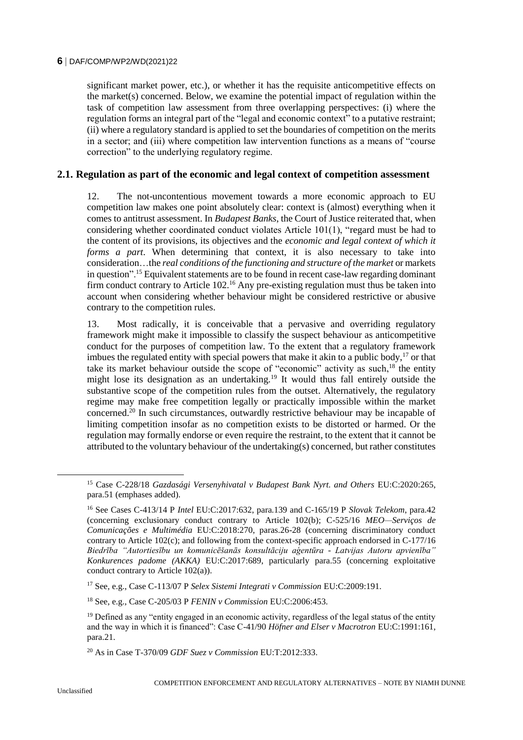significant market power, etc.), or whether it has the requisite anticompetitive effects on the market(s) concerned. Below, we examine the potential impact of regulation within the task of competition law assessment from three overlapping perspectives: (i) where the regulation forms an integral part of the "legal and economic context" to a putative restraint; (ii) where a regulatory standard is applied to set the boundaries of competition on the merits in a sector; and (iii) where competition law intervention functions as a means of "course correction" to the underlying regulatory regime.

## 2.1. Regulation as part of the economic and legal context of competition assessment

12. The not-uncontentious movement towards a more economic approach to EU competition law makes one point absolutely clear: context is (almost) everything when it comes to antitrust assessment. In *Budapest Banks*, the Court of Justice reiterated that, when considering whether coordinated conduct violates Article 101(1), "regard must be had to the content of its provisions, its objectives and the *economic and legal context of which it forms a part*. When determining that context, it is also necessary to take into consideration…the *real conditions of the functioning and structure of the market* or markets in question".[15] Equivalent statements are to be found in recent case-law regarding dominant firm conduct contrary to Article 102.[16] Any pre-existing regulation must thus be taken into account when considering whether behaviour might be considered restrictive or abusive contrary to the competition rules.

13. Most radically, it is conceivable that a pervasive and overriding regulatory framework might make it impossible to classify the suspect behaviour as anticompetitive conduct for the purposes of competition law. To the extent that a regulatory framework imbues the regulated entity with special powers that make it akin to a public body,[17] or that take its market behaviour outside the scope of "economic" activity as such,[18] the entity might lose its designation as an undertaking.[19] It would thus fall entirely outside the substantive scope of the competition rules from the outset. Alternatively, the regulatory regime may make free competition legally or practically impossible within the market concerned.[20] In such circumstances, outwardly restrictive behaviour may be incapable of limiting competition insofar as no competition exists to be distorted or harmed. Or the regulation may formally endorse or even require the restraint, to the extent that it cannot be attributed to the voluntary behaviour of the undertaking(s) concerned, but rather constitutes

---

[15] Case C-228/18 *Gazdasági Versenyhivatal v Budapest Bank Nyrt. and Others* EU:C:2020:265, para.51 (emphases added).

[16] See Cases C-413/14 P *Intel* EU:C:2017:632, para.139 and C-165/19 P *Slovak Telekom*, para.42 (concerning exclusionary conduct contrary to Article 102(b); C-525/16 *MEO—Serviços de Comunicações e Multimédia* EU:C:2018:270, paras.26-28 (concerning discriminatory conduct contrary to Article 102(c); and following from the context-specific approach endorsed in C-177/16 *Biedrība "Autortiesību un komunicēšanās konsultāciju aģentūra - Latvijas Autoru apvienība" Konkurences padome (AKKA)* EU:C:2017:689, particularly para.55 (concerning exploitative conduct contrary to Article 102(a)).

[17] See, e.g., Case C-113/07 P *Selex Sistemi Integrati v Commission* EU:C:2009:191.

[18] See, e.g., Case C-205/03 P *FENIN v Commission* EU:C:2006:453.

[19] Defined as any "entity engaged in an economic activity, regardless of the legal status of the entity and the way in which it is financed": Case C-41/90 *Höfner and Elser v Macrotron* EU:C:1991:161, para.21.

[20] As in Case T-370/09 *GDF Suez v Commission* EU:T:2012:333.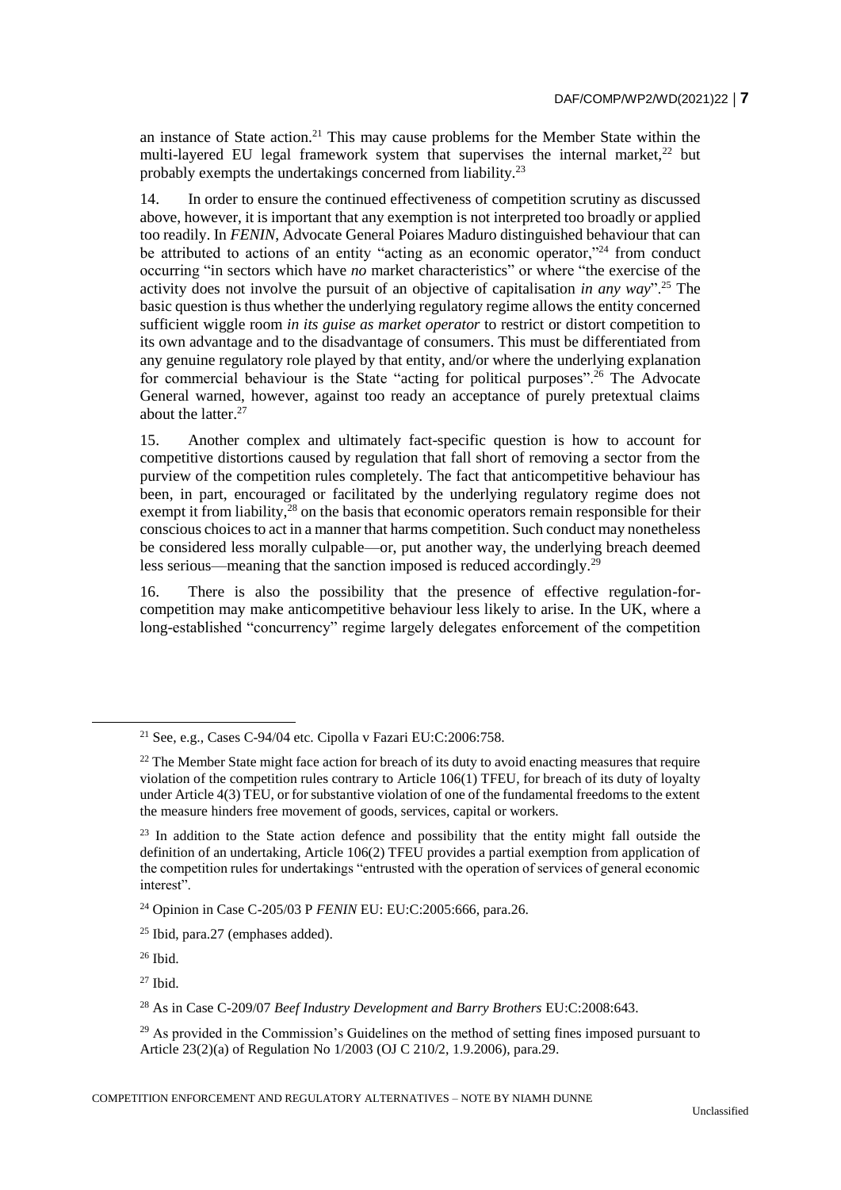an instance of State action.[21] This may cause problems for the Member State within the multi-layered EU legal framework system that supervises the internal market,[22] but probably exempts the undertakings concerned from liability.[23]

14. In order to ensure the continued effectiveness of competition scrutiny as discussed above, however, it is important that any exemption is not interpreted too broadly or applied too readily. In *FENIN*, Advocate General Poiares Maduro distinguished behaviour that can be attributed to actions of an entity "acting as an economic operator,"[24] from conduct occurring "in sectors which have *no* market characteristics" or where "the exercise of the activity does not involve the pursuit of an objective of capitalisation *in any way*".[25] The basic question is thus whether the underlying regulatory regime allows the entity concerned sufficient wiggle room *in its guise as market operator* to restrict or distort competition to its own advantage and to the disadvantage of consumers. This must be differentiated from any genuine regulatory role played by that entity, and/or where the underlying explanation for commercial behaviour is the State "acting for political purposes".[26] The Advocate General warned, however, against too ready an acceptance of purely pretextual claims about the latter.[27]

15. Another complex and ultimately fact-specific question is how to account for competitive distortions caused by regulation that fall short of removing a sector from the purview of the competition rules completely. The fact that anticompetitive behaviour has been, in part, encouraged or facilitated by the underlying regulatory regime does not exempt it from liability,[28] on the basis that economic operators remain responsible for their conscious choices to act in a manner that harms competition. Such conduct may nonetheless be considered less morally culpable—or, put another way, the underlying breach deemed less serious—meaning that the sanction imposed is reduced accordingly.[29]

16. There is also the possibility that the presence of effective regulation-for-competition may make anticompetitive behaviour less likely to arise. In the UK, where a long-established "concurrency" regime largely delegates enforcement of the competition

---

[21] See, e.g., Cases C-94/04 etc. Cipolla v Fazari EU:C:2006:758.

[22] The Member State might face action for breach of its duty to avoid enacting measures that require violation of the competition rules contrary to Article 106(1) TFEU, for breach of its duty of loyalty under Article 4(3) TEU, or for substantive violation of one of the fundamental freedoms to the extent the measure hinders free movement of goods, services, capital or workers.

[23] In addition to the State action defence and possibility that the entity might fall outside the definition of an undertaking, Article 106(2) TFEU provides a partial exemption from application of the competition rules for undertakings "entrusted with the operation of services of general economic interest".

[24] Opinion in Case C-205/03 P *FENIN* EU: EU:C:2005:666, para.26.

[25] Ibid, para.27 (emphases added).

[26] Ibid.

[27] Ibid.

[28] As in Case C-209/07 *Beef Industry Development and Barry Brothers* EU:C:2008:643.

[29] As provided in the Commission's Guidelines on the method of setting fines imposed pursuant to Article 23(2)(a) of Regulation No 1/2003 (OJ C 210/2, 1.9.2006), para.29.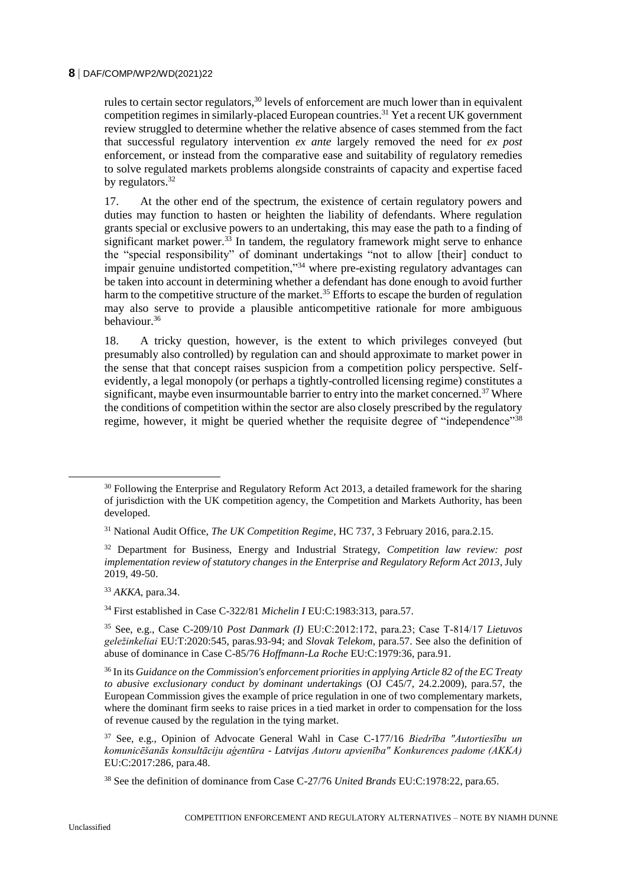rules to certain sector regulators,[30] levels of enforcement are much lower than in equivalent competition regimes in similarly-placed European countries.[31] Yet a recent UK government review struggled to determine whether the relative absence of cases stemmed from the fact that successful regulatory intervention *ex ante* largely removed the need for *ex post* enforcement, or instead from the comparative ease and suitability of regulatory remedies to solve regulated markets problems alongside constraints of capacity and expertise faced by regulators.[32]

17. At the other end of the spectrum, the existence of certain regulatory powers and duties may function to hasten or heighten the liability of defendants. Where regulation grants special or exclusive powers to an undertaking, this may ease the path to a finding of significant market power.[33] In tandem, the regulatory framework might serve to enhance the "special responsibility" of dominant undertakings "not to allow [their] conduct to impair genuine undistorted competition,"[34] where pre-existing regulatory advantages can be taken into account in determining whether a defendant has done enough to avoid further harm to the competitive structure of the market.[35] Efforts to escape the burden of regulation may also serve to provide a plausible anticompetitive rationale for more ambiguous behaviour.[36]

18. A tricky question, however, is the extent to which privileges conveyed (but presumably also controlled) by regulation can and should approximate to market power in the sense that that concept raises suspicion from a competition policy perspective. Self-evidently, a legal monopoly (or perhaps a tightly-controlled licensing regime) constitutes a significant, maybe even insurmountable barrier to entry into the market concerned.[37] Where the conditions of competition within the sector are also closely prescribed by the regulatory regime, however, it might be queried whether the requisite degree of "independence"[38]

---

[30] Following the Enterprise and Regulatory Reform Act 2013, a detailed framework for the sharing of jurisdiction with the UK competition agency, the Competition and Markets Authority, has been developed.

[31] National Audit Office, *The UK Competition Regime*, HC 737, 3 February 2016, para.2.15.

[32] Department for Business, Energy and Industrial Strategy, *Competition law review: post implementation review of statutory changes in the Enterprise and Regulatory Reform Act 2013*, July 2019, 49-50.

[33] *AKKA*, para.34.

[34] First established in Case C-322/81 *Michelin I* EU:C:1983:313, para.57.

[35] See, e.g., Case C-209/10 *Post Danmark (I)* EU:C:2012:172, para.23; Case T-814/17 *Lietuvos geležinkeliai* EU:T:2020:545, paras.93-94; and *Slovak Telekom*, para.57. See also the definition of abuse of dominance in Case C-85/76 *Hoffmann-La Roche* EU:C:1979:36, para.91.

[36] In its *Guidance on the Commission's enforcement priorities in applying Article 82 of the EC Treaty to abusive exclusionary conduct by dominant undertakings* (OJ C45/7, 24.2.2009), para.57, the European Commission gives the example of price regulation in one of two complementary markets, where the dominant firm seeks to raise prices in a tied market in order to compensation for the loss of revenue caused by the regulation in the tying market.

[37] See, e.g., Opinion of Advocate General Wahl in Case C-177/16 *Biedrība "Autortiesību un komunicēšanās konsultāciju aģentūra - Latvijas Autoru apvienība" Konkurences padome (AKKA)* EU:C:2017:286, para.48.

[38] See the definition of dominance from Case C-27/76 *United Brands* EU:C:1978:22, para.65.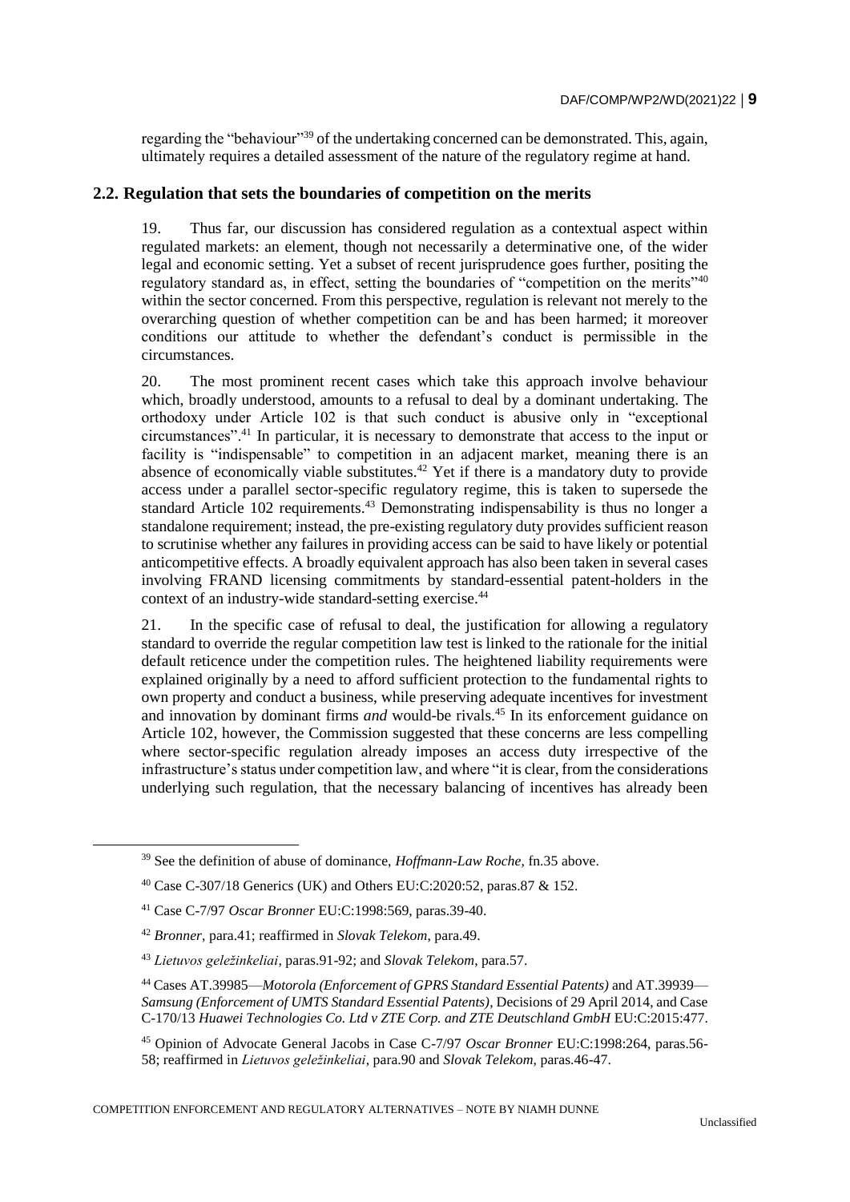regarding the "behaviour"[39] of the undertaking concerned can be demonstrated. This, again, ultimately requires a detailed assessment of the nature of the regulatory regime at hand.

## 2.2. Regulation that sets the boundaries of competition on the merits

19. Thus far, our discussion has considered regulation as a contextual aspect within regulated markets: an element, though not necessarily a determinative one, of the wider legal and economic setting. Yet a subset of recent jurisprudence goes further, positing the regulatory standard as, in effect, setting the boundaries of "competition on the merits"[40] within the sector concerned. From this perspective, regulation is relevant not merely to the overarching question of whether competition can be and has been harmed; it moreover conditions our attitude to whether the defendant's conduct is permissible in the circumstances.

20. The most prominent recent cases which take this approach involve behaviour which, broadly understood, amounts to a refusal to deal by a dominant undertaking. The orthodoxy under Article 102 is that such conduct is abusive only in "exceptional circumstances".[41] In particular, it is necessary to demonstrate that access to the input or facility is "indispensable" to competition in an adjacent market, meaning there is an absence of economically viable substitutes.[42] Yet if there is a mandatory duty to provide access under a parallel sector-specific regulatory regime, this is taken to supersede the standard Article 102 requirements.[43] Demonstrating indispensability is thus no longer a standalone requirement; instead, the pre-existing regulatory duty provides sufficient reason to scrutinise whether any failures in providing access can be said to have likely or potential anticompetitive effects. A broadly equivalent approach has also been taken in several cases involving FRAND licensing commitments by standard-essential patent-holders in the context of an industry-wide standard-setting exercise.[44]

21. In the specific case of refusal to deal, the justification for allowing a regulatory standard to override the regular competition law test is linked to the rationale for the initial default reticence under the competition rules. The heightened liability requirements were explained originally by a need to afford sufficient protection to the fundamental rights to own property and conduct a business, while preserving adequate incentives for investment and innovation by dominant firms *and* would-be rivals.[45] In its enforcement guidance on Article 102, however, the Commission suggested that these concerns are less compelling where sector-specific regulation already imposes an access duty irrespective of the infrastructure's status under competition law, and where "it is clear, from the considerations underlying such regulation, that the necessary balancing of incentives has already been

---

[39] See the definition of abuse of dominance, *Hoffmann-Law Roche*, fn.35 above.

[40] Case C-307/18 Generics (UK) and Others EU:C:2020:52, paras.87 & 152.

[41] Case C-7/97 *Oscar Bronner* EU:C:1998:569, paras.39-40.

[42] *Bronner*, para.41; reaffirmed in *Slovak Telekom*, para.49.

[43] *Lietuvos geležinkeliai*, paras.91-92; and *Slovak Telekom*, para.57.

[44] Cases AT.39985—*Motorola (Enforcement of GPRS Standard Essential Patents)* and AT.39939—*Samsung (Enforcement of UMTS Standard Essential Patents)*, Decisions of 29 April 2014, and Case C-170/13 *Huawei Technologies Co. Ltd v ZTE Corp. and ZTE Deutschland GmbH* EU:C:2015:477.

[45] Opinion of Advocate General Jacobs in Case C-7/97 *Oscar Bronner* EU:C:1998:264, paras.56-58; reaffirmed in *Lietuvos geležinkeliai*, para.90 and *Slovak Telekom*, paras.46-47.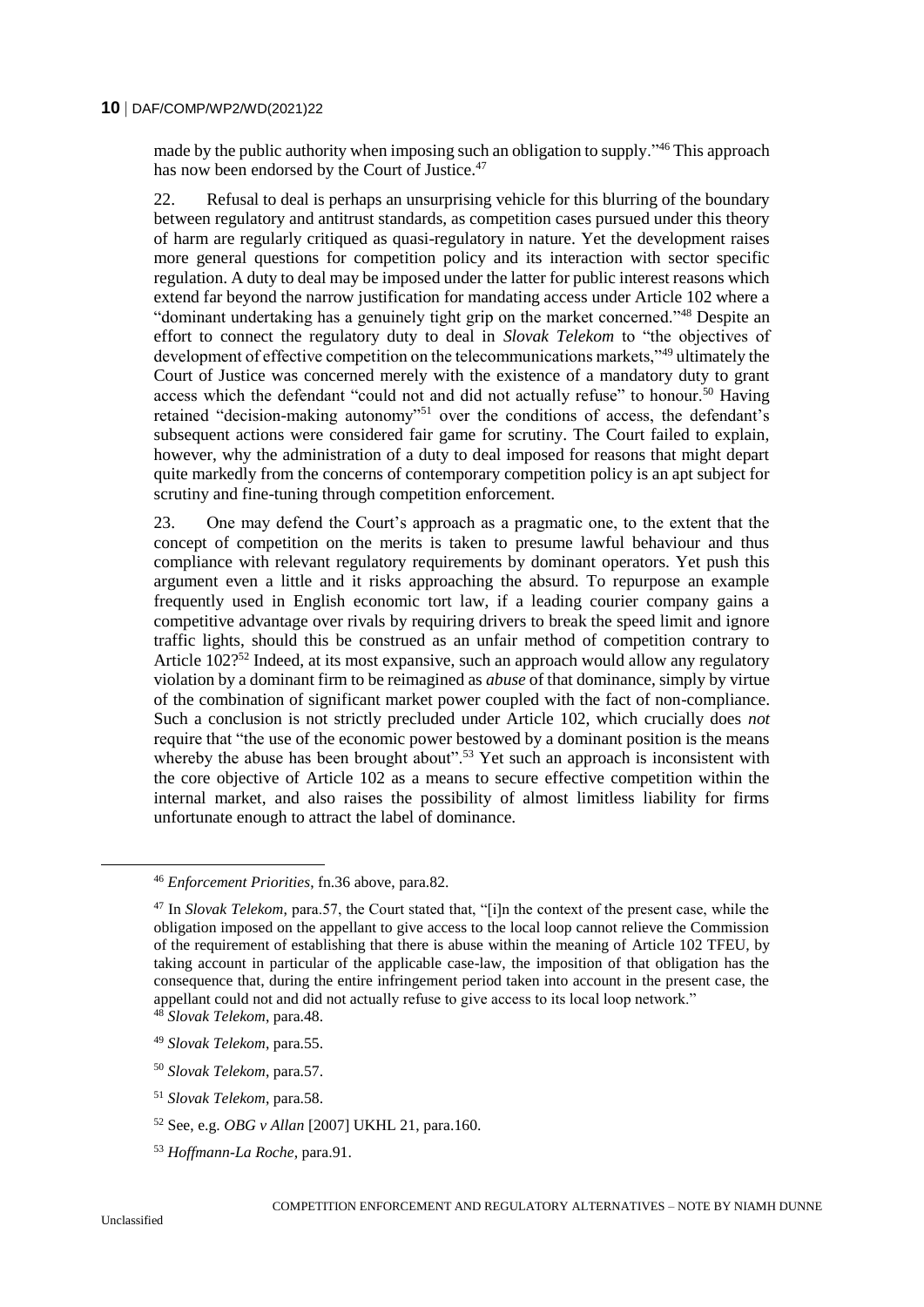made by the public authority when imposing such an obligation to supply."[46] This approach has now been endorsed by the Court of Justice.[47]

22. Refusal to deal is perhaps an unsurprising vehicle for this blurring of the boundary between regulatory and antitrust standards, as competition cases pursued under this theory of harm are regularly critiqued as quasi-regulatory in nature. Yet the development raises more general questions for competition policy and its interaction with sector specific regulation. A duty to deal may be imposed under the latter for public interest reasons which extend far beyond the narrow justification for mandating access under Article 102 where a "dominant undertaking has a genuinely tight grip on the market concerned."[48] Despite an effort to connect the regulatory duty to deal in *Slovak Telekom* to "the objectives of development of effective competition on the telecommunications markets,"[49] ultimately the Court of Justice was concerned merely with the existence of a mandatory duty to grant access which the defendant "could not and did not actually refuse" to honour.[50] Having retained "decision-making autonomy"[51] over the conditions of access, the defendant's subsequent actions were considered fair game for scrutiny. The Court failed to explain, however, why the administration of a duty to deal imposed for reasons that might depart quite markedly from the concerns of contemporary competition policy is an apt subject for scrutiny and fine-tuning through competition enforcement.

23. One may defend the Court's approach as a pragmatic one, to the extent that the concept of competition on the merits is taken to presume lawful behaviour and thus compliance with relevant regulatory requirements by dominant operators. Yet push this argument even a little and it risks approaching the absurd. To repurpose an example frequently used in English economic tort law, if a leading courier company gains a competitive advantage over rivals by requiring drivers to break the speed limit and ignore traffic lights, should this be construed as an unfair method of competition contrary to Article 102?[52] Indeed, at its most expansive, such an approach would allow any regulatory violation by a dominant firm to be reimagined as *abuse* of that dominance, simply by virtue of the combination of significant market power coupled with the fact of non-compliance. Such a conclusion is not strictly precluded under Article 102, which crucially does *not* require that "the use of the economic power bestowed by a dominant position is the means whereby the abuse has been brought about".[53] Yet such an approach is inconsistent with the core objective of Article 102 as a means to secure effective competition within the internal market, and also raises the possibility of almost limitless liability for firms unfortunate enough to attract the label of dominance.

---

[46] *Enforcement Priorities*, fn.36 above, para.82.

[47] In *Slovak Telekom*, para.57, the Court stated that, "[i]n the context of the present case, while the obligation imposed on the appellant to give access to the local loop cannot relieve the Commission of the requirement of establishing that there is abuse within the meaning of Article 102 TFEU, by taking account in particular of the applicable case-law, the imposition of that obligation has the consequence that, during the entire infringement period taken into account in the present case, the appellant could not and did not actually refuse to give access to its local loop network."

[48] *Slovak Telekom*, para.48.

[49] *Slovak Telekom*, para.55.

[50] *Slovak Telekom*, para.57.

[51] *Slovak Telekom*, para.58.

[52] See, e.g. *OBG v Allan* [2007] UKHL 21, para.160.

[53] *Hoffmann-La Roche*, para.91.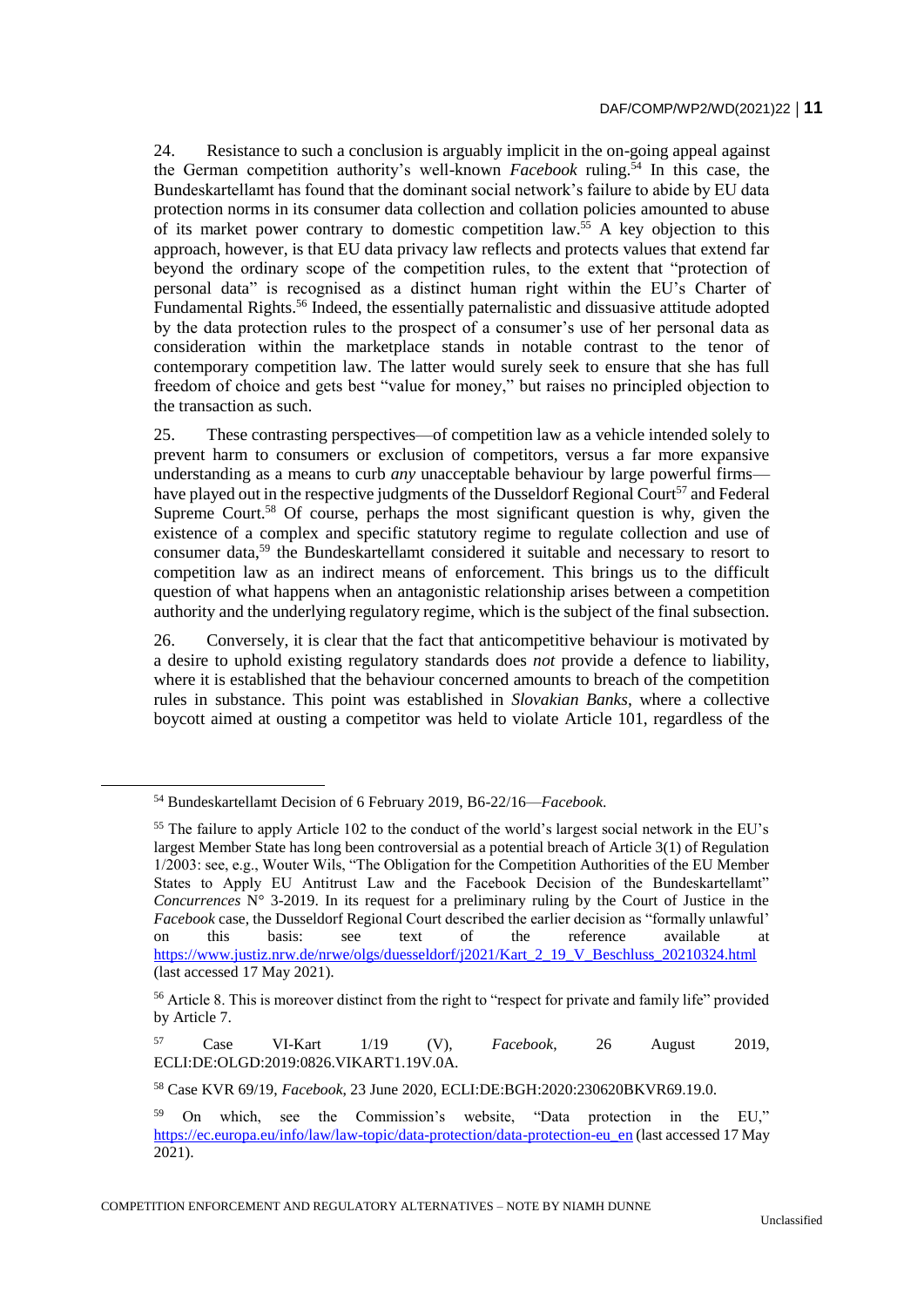24. Resistance to such a conclusion is arguably implicit in the on-going appeal against the German competition authority's well-known *Facebook* ruling.[54] In this case, the Bundeskartellamt has found that the dominant social network's failure to abide by EU data protection norms in its consumer data collection and collation policies amounted to abuse of its market power contrary to domestic competition law.[55] A key objection to this approach, however, is that EU data privacy law reflects and protects values that extend far beyond the ordinary scope of the competition rules, to the extent that "protection of personal data" is recognised as a distinct human right within the EU's Charter of Fundamental Rights.[56] Indeed, the essentially paternalistic and dissuasive attitude adopted by the data protection rules to the prospect of a consumer's use of her personal data as consideration within the marketplace stands in notable contrast to the tenor of contemporary competition law. The latter would surely seek to ensure that she has full freedom of choice and gets best "value for money," but raises no principled objection to the transaction as such.

25. These contrasting perspectives—of competition law as a vehicle intended solely to prevent harm to consumers or exclusion of competitors, versus a far more expansive understanding as a means to curb *any* unacceptable behaviour by large powerful firms—have played out in the respective judgments of the Dusseldorf Regional Court[57] and Federal Supreme Court.[58] Of course, perhaps the most significant question is why, given the existence of a complex and specific statutory regime to regulate collection and use of consumer data,[59] the Bundeskartellamt considered it suitable and necessary to resort to competition law as an indirect means of enforcement. This brings us to the difficult question of what happens when an antagonistic relationship arises between a competition authority and the underlying regulatory regime, which is the subject of the final subsection.

26. Conversely, it is clear that the fact that anticompetitive behaviour is motivated by a desire to uphold existing regulatory standards does *not* provide a defence to liability, where it is established that the behaviour concerned amounts to breach of the competition rules in substance. This point was established in *Slovakian Banks*, where a collective boycott aimed at ousting a competitor was held to violate Article 101, regardless of the

---

[54] Bundeskartellamt Decision of 6 February 2019, B6-22/16—*Facebook*.

[55] The failure to apply Article 102 to the conduct of the world's largest social network in the EU's largest Member State has long been controversial as a potential breach of Article 3(1) of Regulation 1/2003: see, e.g., Wouter Wils, "The Obligation for the Competition Authorities of the EU Member States to Apply EU Antitrust Law and the Facebook Decision of the Bundeskartellamt" *Concurrences* N° 3-2019. In its request for a preliminary ruling by the Court of Justice in the *Facebook* case, the Dusseldorf Regional Court described the earlier decision as "formally unlawful' on this basis: see text of the reference available at https://www.justiz.nrw.de/nrwe/olgs/duesseldorf/j2021/Kart_2_19_V_Beschluss_20210324.html (last accessed 17 May 2021).

[56] Article 8. This is moreover distinct from the right to "respect for private and family life" provided by Article 7.

[57] Case VI-Kart 1/19 (V), *Facebook*, 26 August 2019, ECLI:DE:OLGD:2019:0826.VIKART1.19V.0A.

[58] Case KVR 69/19, *Facebook*, 23 June 2020, ECLI:DE:BGH:2020:230620BKVR69.19.0.

[59] On which, see the Commission's website, "Data protection in the EU," https://ec.europa.eu/info/law/law-topic/data-protection/data-protection-eu_en (last accessed 17 May 2021).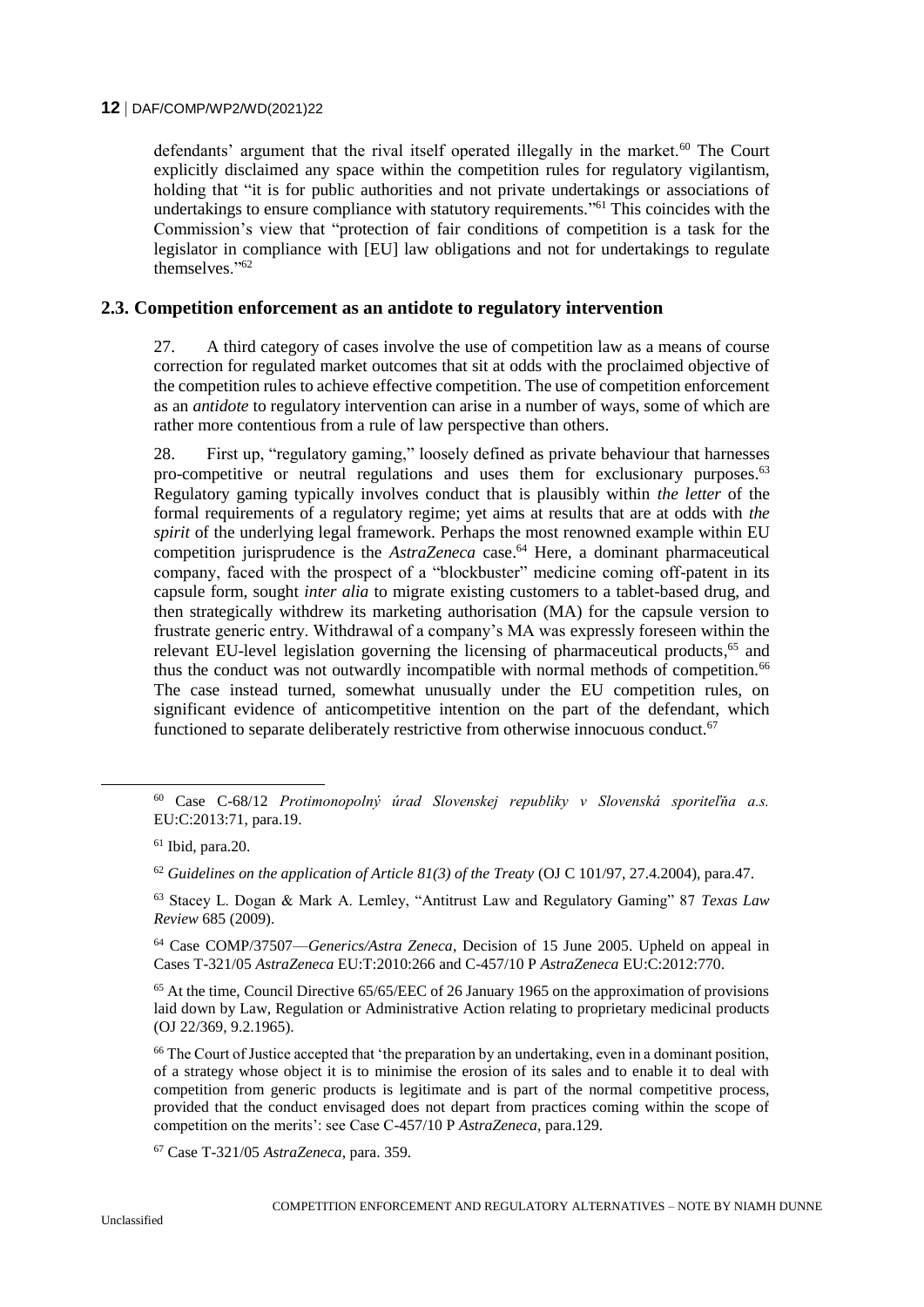defendants' argument that the rival itself operated illegally in the market.[60] The Court explicitly disclaimed any space within the competition rules for regulatory vigilantism, holding that "it is for public authorities and not private undertakings or associations of undertakings to ensure compliance with statutory requirements."[61] This coincides with the Commission's view that "protection of fair conditions of competition is a task for the legislator in compliance with [EU] law obligations and not for undertakings to regulate themselves."[62]

## 2.3. Competition enforcement as an antidote to regulatory intervention

27. A third category of cases involve the use of competition law as a means of course correction for regulated market outcomes that sit at odds with the proclaimed objective of the competition rules to achieve effective competition. The use of competition enforcement as an *antidote* to regulatory intervention can arise in a number of ways, some of which are rather more contentious from a rule of law perspective than others.

28. First up, "regulatory gaming," loosely defined as private behaviour that harnesses pro-competitive or neutral regulations and uses them for exclusionary purposes.[63] Regulatory gaming typically involves conduct that is plausibly within *the letter* of the formal requirements of a regulatory regime; yet aims at results that are at odds with *the spirit* of the underlying legal framework. Perhaps the most renowned example within EU competition jurisprudence is the *AstraZeneca* case.[64] Here, a dominant pharmaceutical company, faced with the prospect of a "blockbuster" medicine coming off-patent in its capsule form, sought *inter alia* to migrate existing customers to a tablet-based drug, and then strategically withdrew its marketing authorisation (MA) for the capsule version to frustrate generic entry. Withdrawal of a company's MA was expressly foreseen within the relevant EU-level legislation governing the licensing of pharmaceutical products,[65] and thus the conduct was not outwardly incompatible with normal methods of competition.[66] The case instead turned, somewhat unusually under the EU competition rules, on significant evidence of anticompetitive intention on the part of the defendant, which functioned to separate deliberately restrictive from otherwise innocuous conduct.[67]

---

[60] Case C-68/12 *Protimonopolný úrad Slovenskej republiky v Slovenská sporiteľňa a.s.* EU:C:2013:71, para.19.

[61] Ibid, para.20.

[62] *Guidelines on the application of Article 81(3) of the Treaty* (OJ C 101/97, 27.4.2004), para.47.

[63] Stacey L. Dogan & Mark A. Lemley, "Antitrust Law and Regulatory Gaming" 87 *Texas Law Review* 685 (2009).

[64] Case COMP/37507—*Generics/Astra Zeneca*, Decision of 15 June 2005. Upheld on appeal in Cases T-321/05 *AstraZeneca* EU:T:2010:266 and C-457/10 P *AstraZeneca* EU:C:2012:770.

[65] At the time, Council Directive 65/65/EEC of 26 January 1965 on the approximation of provisions laid down by Law, Regulation or Administrative Action relating to proprietary medicinal products (OJ 22/369, 9.2.1965).

[66] The Court of Justice accepted that 'the preparation by an undertaking, even in a dominant position, of a strategy whose object it is to minimise the erosion of its sales and to enable it to deal with competition from generic products is legitimate and is part of the normal competitive process, provided that the conduct envisaged does not depart from practices coming within the scope of competition on the merits': see Case C-457/10 P *AstraZeneca*, para.129.

[67] Case T-321/05 *AstraZeneca*, para. 359.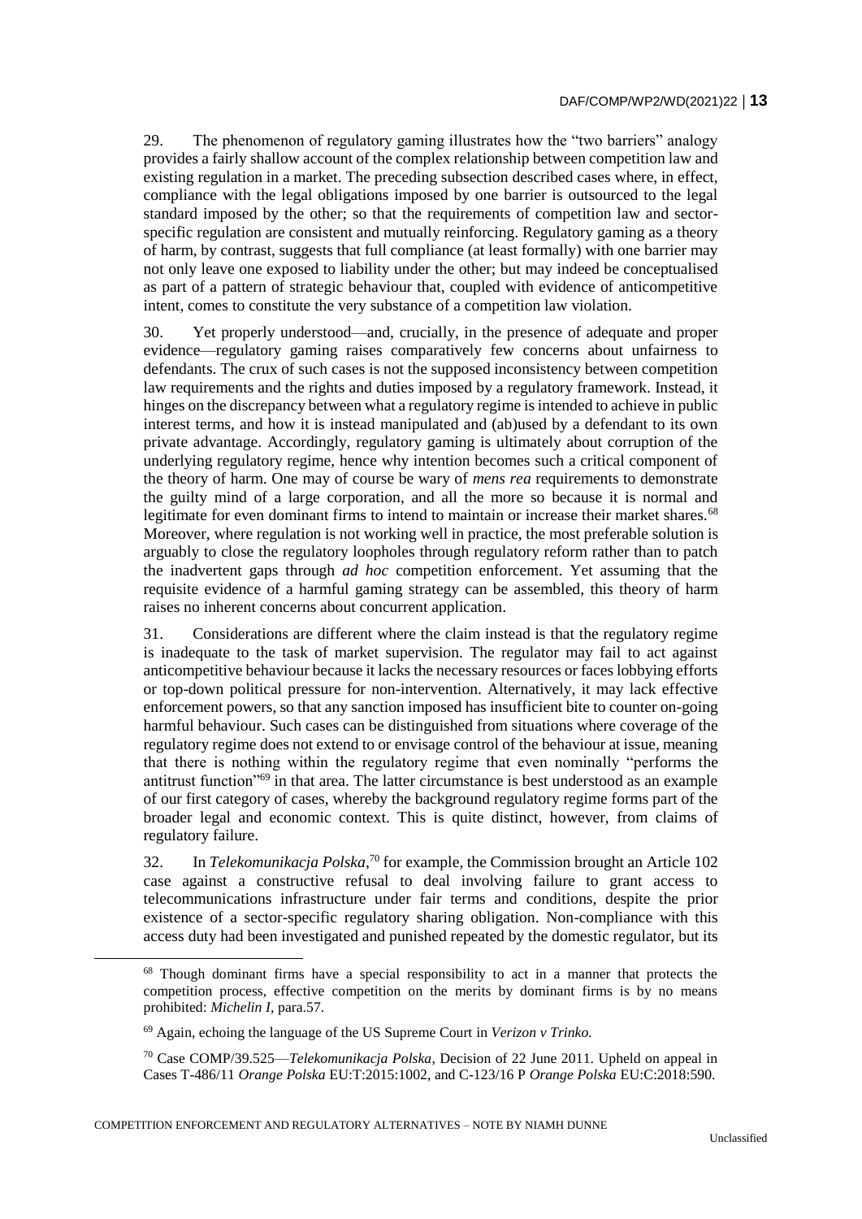29. The phenomenon of regulatory gaming illustrates how the "two barriers" analogy provides a fairly shallow account of the complex relationship between competition law and existing regulation in a market. The preceding subsection described cases where, in effect, compliance with the legal obligations imposed by one barrier is outsourced to the legal standard imposed by the other; so that the requirements of competition law and sector-specific regulation are consistent and mutually reinforcing. Regulatory gaming as a theory of harm, by contrast, suggests that full compliance (at least formally) with one barrier may not only leave one exposed to liability under the other; but may indeed be conceptualised as part of a pattern of strategic behaviour that, coupled with evidence of anticompetitive intent, comes to constitute the very substance of a competition law violation.

30. Yet properly understood—and, crucially, in the presence of adequate and proper evidence—regulatory gaming raises comparatively few concerns about unfairness to defendants. The crux of such cases is not the supposed inconsistency between competition law requirements and the rights and duties imposed by a regulatory framework. Instead, it hinges on the discrepancy between what a regulatory regime is intended to achieve in public interest terms, and how it is instead manipulated and (ab)used by a defendant to its own private advantage. Accordingly, regulatory gaming is ultimately about corruption of the underlying regulatory regime, hence why intention becomes such a critical component of the theory of harm. One may of course be wary of *mens rea* requirements to demonstrate the guilty mind of a large corporation, and all the more so because it is normal and legitimate for even dominant firms to intend to maintain or increase their market shares.[68] Moreover, where regulation is not working well in practice, the most preferable solution is arguably to close the regulatory loopholes through regulatory reform rather than to patch the inadvertent gaps through *ad hoc* competition enforcement. Yet assuming that the requisite evidence of a harmful gaming strategy can be assembled, this theory of harm raises no inherent concerns about concurrent application.

31. Considerations are different where the claim instead is that the regulatory regime is inadequate to the task of market supervision. The regulator may fail to act against anticompetitive behaviour because it lacks the necessary resources or faces lobbying efforts or top-down political pressure for non-intervention. Alternatively, it may lack effective enforcement powers, so that any sanction imposed has insufficient bite to counter on-going harmful behaviour. Such cases can be distinguished from situations where coverage of the regulatory regime does not extend to or envisage control of the behaviour at issue, meaning that there is nothing within the regulatory regime that even nominally "performs the antitrust function"[69] in that area. The latter circumstance is best understood as an example of our first category of cases, whereby the background regulatory regime forms part of the broader legal and economic context. This is quite distinct, however, from claims of regulatory failure.

32. In *Telekomunikacja Polska*,[70] for example, the Commission brought an Article 102 case against a constructive refusal to deal involving failure to grant access to telecommunications infrastructure under fair terms and conditions, despite the prior existence of a sector-specific regulatory sharing obligation. Non-compliance with this access duty had been investigated and punished repeated by the domestic regulator, but its

---

[68] Though dominant firms have a special responsibility to act in a manner that protects the competition process, effective competition on the merits by dominant firms is by no means prohibited: *Michelin I*, para.57.

[69] Again, echoing the language of the US Supreme Court in *Verizon v Trinko.*

[70] Case COMP/39.525—*Telekomunikacja Polska*, Decision of 22 June 2011. Upheld on appeal in Cases T-486/11 *Orange Polska* EU:T:2015:1002, and C-123/16 P *Orange Polska* EU:C:2018:590.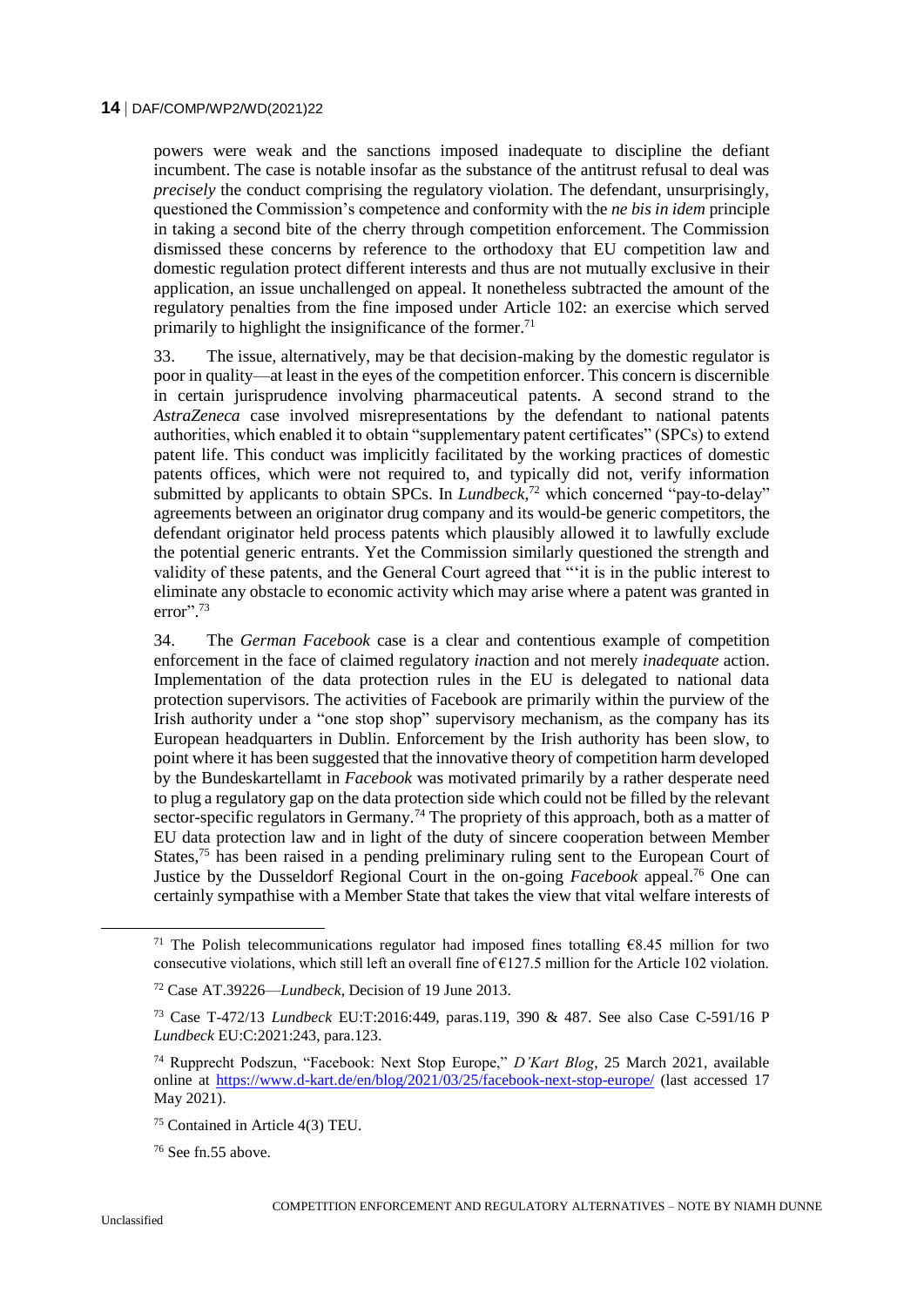powers were weak and the sanctions imposed inadequate to discipline the defiant incumbent. The case is notable insofar as the substance of the antitrust refusal to deal was *precisely* the conduct comprising the regulatory violation. The defendant, unsurprisingly, questioned the Commission's competence and conformity with the *ne bis in idem* principle in taking a second bite of the cherry through competition enforcement. The Commission dismissed these concerns by reference to the orthodoxy that EU competition law and domestic regulation protect different interests and thus are not mutually exclusive in their application, an issue unchallenged on appeal. It nonetheless subtracted the amount of the regulatory penalties from the fine imposed under Article 102: an exercise which served primarily to highlight the insignificance of the former.[71]

33. The issue, alternatively, may be that decision-making by the domestic regulator is poor in quality—at least in the eyes of the competition enforcer. This concern is discernible in certain jurisprudence involving pharmaceutical patents. A second strand to the *AstraZeneca* case involved misrepresentations by the defendant to national patents authorities, which enabled it to obtain "supplementary patent certificates" (SPCs) to extend patent life. This conduct was implicitly facilitated by the working practices of domestic patents offices, which were not required to, and typically did not, verify information submitted by applicants to obtain SPCs. In *Lundbeck*,[72] which concerned "pay-to-delay" agreements between an originator drug company and its would-be generic competitors, the defendant originator held process patents which plausibly allowed it to lawfully exclude the potential generic entrants. Yet the Commission similarly questioned the strength and validity of these patents, and the General Court agreed that "'it is in the public interest to eliminate any obstacle to economic activity which may arise where a patent was granted in error".[73]

34. The *German Facebook* case is a clear and contentious example of competition enforcement in the face of claimed regulatory *in*action and not merely *inadequate* action. Implementation of the data protection rules in the EU is delegated to national data protection supervisors. The activities of Facebook are primarily within the purview of the Irish authority under a "one stop shop" supervisory mechanism, as the company has its European headquarters in Dublin. Enforcement by the Irish authority has been slow, to point where it has been suggested that the innovative theory of competition harm developed by the Bundeskartellamt in *Facebook* was motivated primarily by a rather desperate need to plug a regulatory gap on the data protection side which could not be filled by the relevant sector-specific regulators in Germany.[74] The propriety of this approach, both as a matter of EU data protection law and in light of the duty of sincere cooperation between Member States,[75] has been raised in a pending preliminary ruling sent to the European Court of Justice by the Dusseldorf Regional Court in the on-going *Facebook* appeal.[76] One can certainly sympathise with a Member State that takes the view that vital welfare interests of

---

[71] The Polish telecommunications regulator had imposed fines totalling €8.45 million for two consecutive violations, which still left an overall fine of €127.5 million for the Article 102 violation.

[72] Case AT.39226—*Lundbeck*, Decision of 19 June 2013.

[73] Case T-472/13 *Lundbeck* EU:T:2016:449, paras.119, 390 & 487. See also Case C-591/16 P *Lundbeck* EU:C:2021:243, para.123.

[74] Rupprecht Podszun, "Facebook: Next Stop Europe," *D'Kart Blog*, 25 March 2021, available online at https://www.d-kart.de/en/blog/2021/03/25/facebook-next-stop-europe/ (last accessed 17 May 2021).

[75] Contained in Article 4(3) TEU.

[76] See fn.55 above.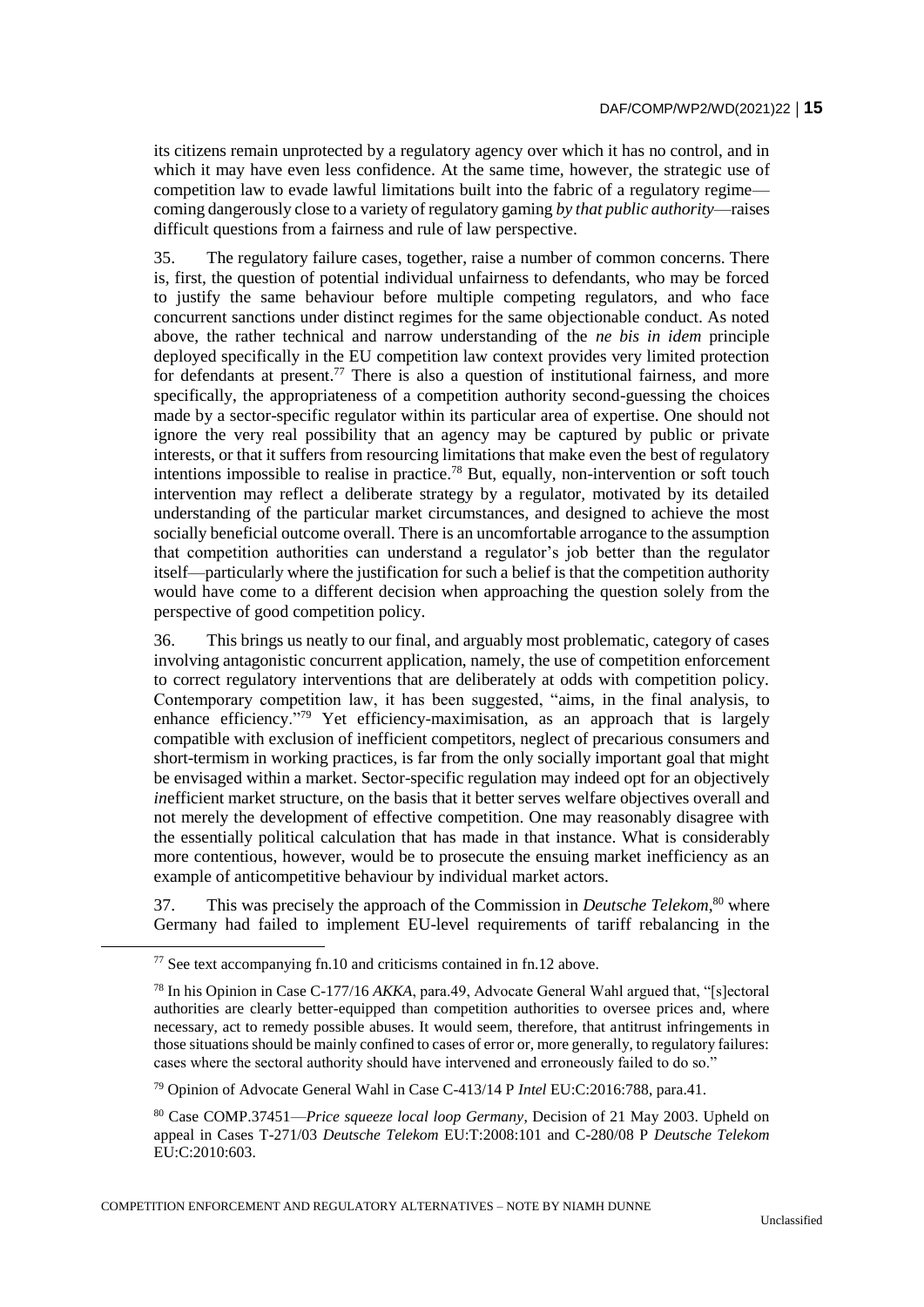its citizens remain unprotected by a regulatory agency over which it has no control, and in which it may have even less confidence. At the same time, however, the strategic use of competition law to evade lawful limitations built into the fabric of a regulatory regime—coming dangerously close to a variety of regulatory gaming *by that public authority*—raises difficult questions from a fairness and rule of law perspective.

35. The regulatory failure cases, together, raise a number of common concerns. There is, first, the question of potential individual unfairness to defendants, who may be forced to justify the same behaviour before multiple competing regulators, and who face concurrent sanctions under distinct regimes for the same objectionable conduct. As noted above, the rather technical and narrow understanding of the *ne bis in idem* principle deployed specifically in the EU competition law context provides very limited protection for defendants at present.[77] There is also a question of institutional fairness, and more specifically, the appropriateness of a competition authority second-guessing the choices made by a sector-specific regulator within its particular area of expertise. One should not ignore the very real possibility that an agency may be captured by public or private interests, or that it suffers from resourcing limitations that make even the best of regulatory intentions impossible to realise in practice.[78] But, equally, non-intervention or soft touch intervention may reflect a deliberate strategy by a regulator, motivated by its detailed understanding of the particular market circumstances, and designed to achieve the most socially beneficial outcome overall. There is an uncomfortable arrogance to the assumption that competition authorities can understand a regulator's job better than the regulator itself—particularly where the justification for such a belief is that the competition authority would have come to a different decision when approaching the question solely from the perspective of good competition policy.

36. This brings us neatly to our final, and arguably most problematic, category of cases involving antagonistic concurrent application, namely, the use of competition enforcement to correct regulatory interventions that are deliberately at odds with competition policy. Contemporary competition law, it has been suggested, "aims, in the final analysis, to enhance efficiency."[79] Yet efficiency-maximisation, as an approach that is largely compatible with exclusion of inefficient competitors, neglect of precarious consumers and short-termism in working practices, is far from the only socially important goal that might be envisaged within a market. Sector-specific regulation may indeed opt for an objectively *in*efficient market structure, on the basis that it better serves welfare objectives overall and not merely the development of effective competition. One may reasonably disagree with the essentially political calculation that has made in that instance. What is considerably more contentious, however, would be to prosecute the ensuing market inefficiency as an example of anticompetitive behaviour by individual market actors.

37. This was precisely the approach of the Commission in *Deutsche Telekom*,[80] where Germany had failed to implement EU-level requirements of tariff rebalancing in the

---

[77] See text accompanying fn.10 and criticisms contained in fn.12 above.

[78] In his Opinion in Case C-177/16 *AKKA*, para.49, Advocate General Wahl argued that, "[s]ectoral authorities are clearly better-equipped than competition authorities to oversee prices and, where necessary, act to remedy possible abuses. It would seem, therefore, that antitrust infringements in those situations should be mainly confined to cases of error or, more generally, to regulatory failures: cases where the sectoral authority should have intervened and erroneously failed to do so."

[79] Opinion of Advocate General Wahl in Case C-413/14 P *Intel* EU:C:2016:788, para.41.

[80] Case COMP.37451—*Price squeeze local loop Germany*, Decision of 21 May 2003. Upheld on appeal in Cases T-271/03 *Deutsche Telekom* EU:T:2008:101 and C-280/08 P *Deutsche Telekom* EU:C:2010:603.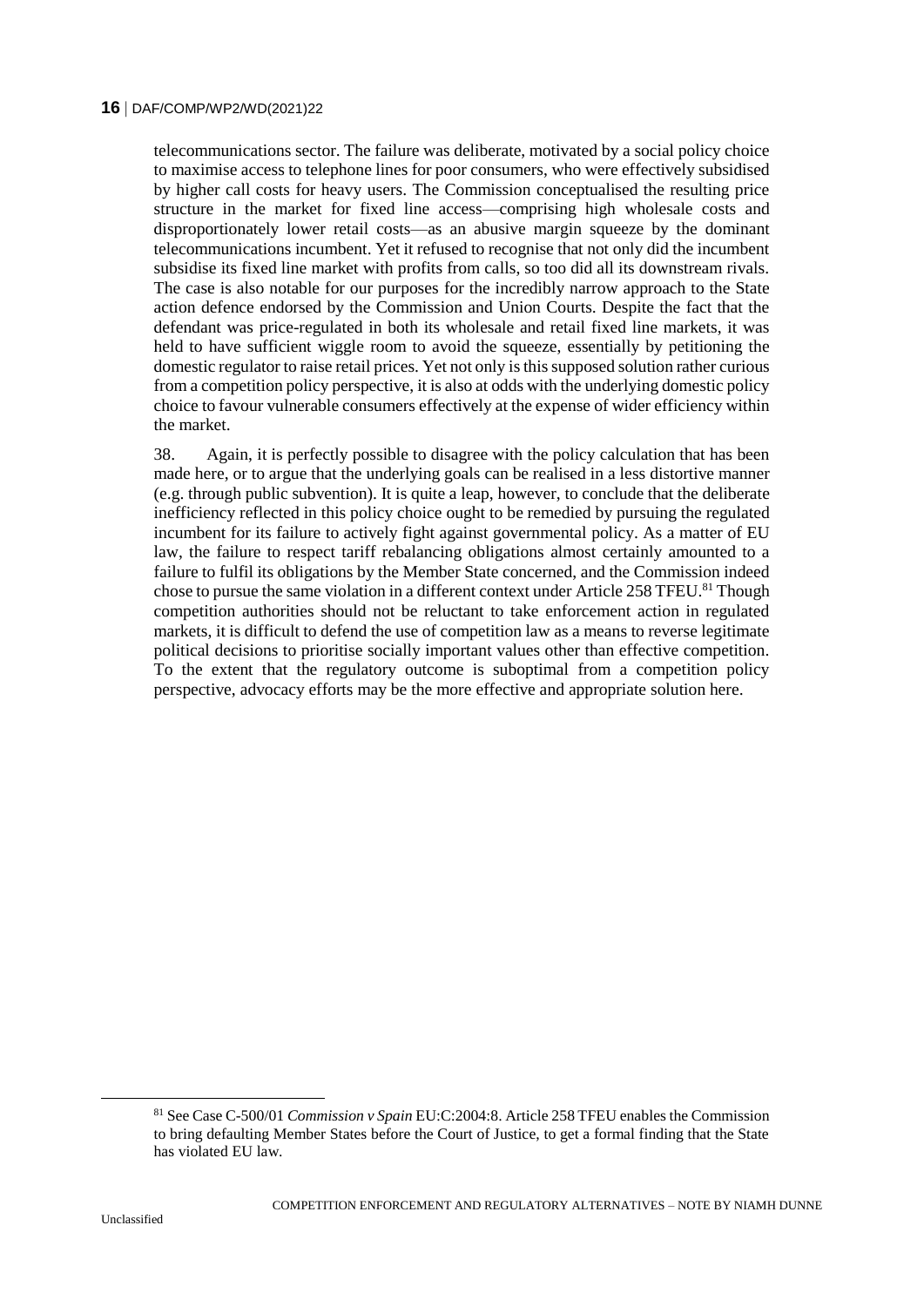telecommunications sector. The failure was deliberate, motivated by a social policy choice to maximise access to telephone lines for poor consumers, who were effectively subsidised by higher call costs for heavy users. The Commission conceptualised the resulting price structure in the market for fixed line access—comprising high wholesale costs and disproportionately lower retail costs—as an abusive margin squeeze by the dominant telecommunications incumbent. Yet it refused to recognise that not only did the incumbent subsidise its fixed line market with profits from calls, so too did all its downstream rivals. The case is also notable for our purposes for the incredibly narrow approach to the State action defence endorsed by the Commission and Union Courts. Despite the fact that the defendant was price-regulated in both its wholesale and retail fixed line markets, it was held to have sufficient wiggle room to avoid the squeeze, essentially by petitioning the domestic regulator to raise retail prices. Yet not only is this supposed solution rather curious from a competition policy perspective, it is also at odds with the underlying domestic policy choice to favour vulnerable consumers effectively at the expense of wider efficiency within the market.

38. Again, it is perfectly possible to disagree with the policy calculation that has been made here, or to argue that the underlying goals can be realised in a less distortive manner (e.g. through public subvention). It is quite a leap, however, to conclude that the deliberate inefficiency reflected in this policy choice ought to be remedied by pursuing the regulated incumbent for its failure to actively fight against governmental policy. As a matter of EU law, the failure to respect tariff rebalancing obligations almost certainly amounted to a failure to fulfil its obligations by the Member State concerned, and the Commission indeed chose to pursue the same violation in a different context under Article 258 TFEU.[81] Though competition authorities should not be reluctant to take enforcement action in regulated markets, it is difficult to defend the use of competition law as a means to reverse legitimate political decisions to prioritise socially important values other than effective competition. To the extent that the regulatory outcome is suboptimal from a competition policy perspective, advocacy efforts may be the more effective and appropriate solution here.

[81] See Case C-500/01 *Commission v Spain* EU:C:2004:8. Article 258 TFEU enables the Commission to bring defaulting Member States before the Court of Justice, to get a formal finding that the State has violated EU law.